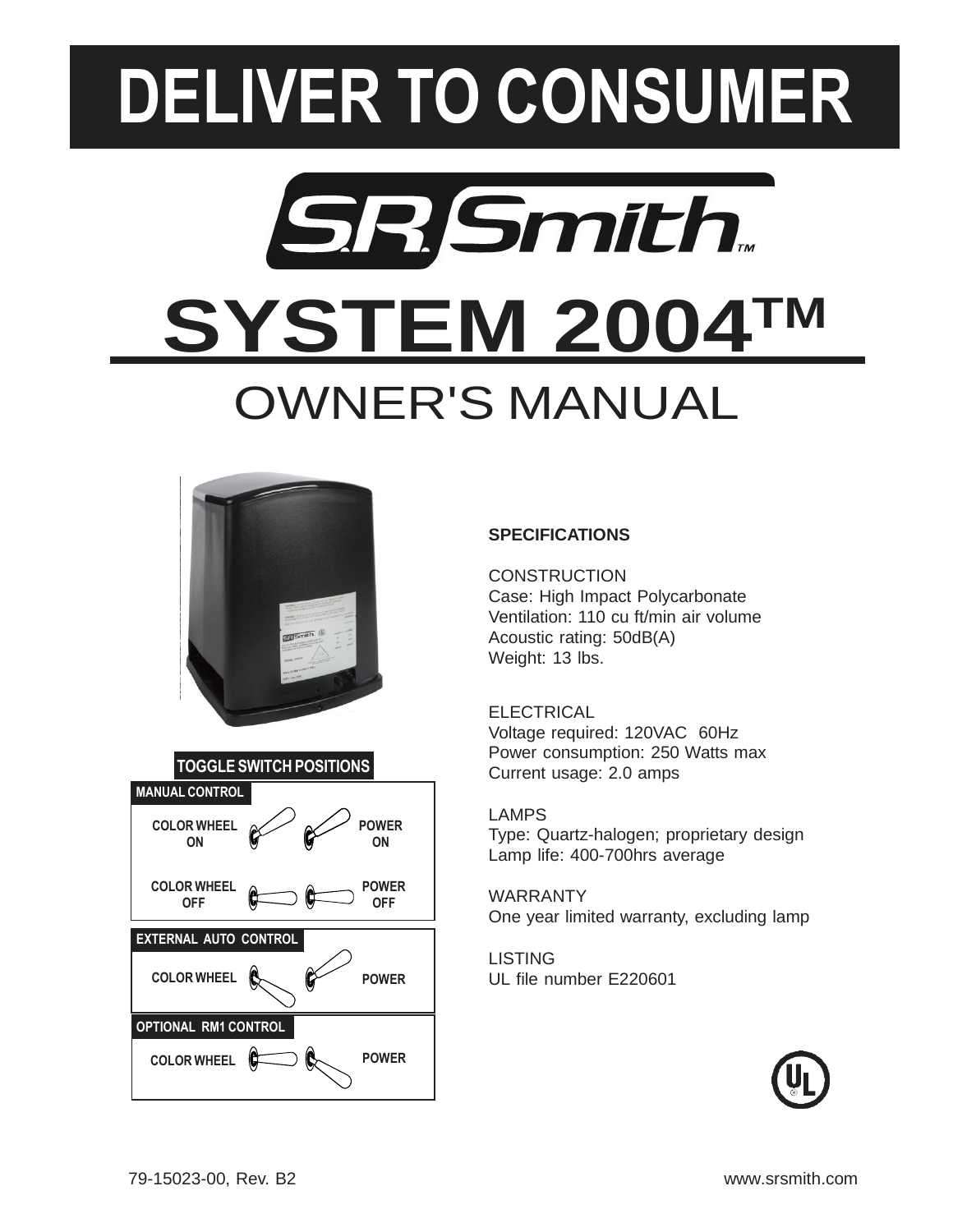# DELIVER TO CONSUMER

S.R. Smith™

# SYSTEM 2004™

## OWNER'S MANUAL

**TOGGLE SWITCH POSITIONS**

**MANUAL CONTROL**

**COLOR WHEEL ON** — **POWER ON**

**COLOR WHEEL OFF** — **POWER OFF**

**EXTERNAL AUTO CONTROL**

**COLOR WHEEL** — **POWER**

**OPTIONAL RM1 CONTROL**

**COLOR WHEEL** — **POWER**

**SPECIFICATIONS**

CONSTRUCTION
Case: High Impact Polycarbonate
Ventilation: 110 cu ft/min air volume
Acoustic rating: 50dB(A)
Weight: 13 lbs.

ELECTRICAL
Voltage required: 120VAC 60Hz
Power consumption: 250 Watts max
Current usage: 2.0 amps

LAMPS
Type: Quartz-halogen; proprietary design
Lamp life: 400-700hrs average

WARRANTY
One year limited warranty, excluding lamp

LISTING
UL file number E220601

79-15023-00, Rev. B2

www.srsmith.com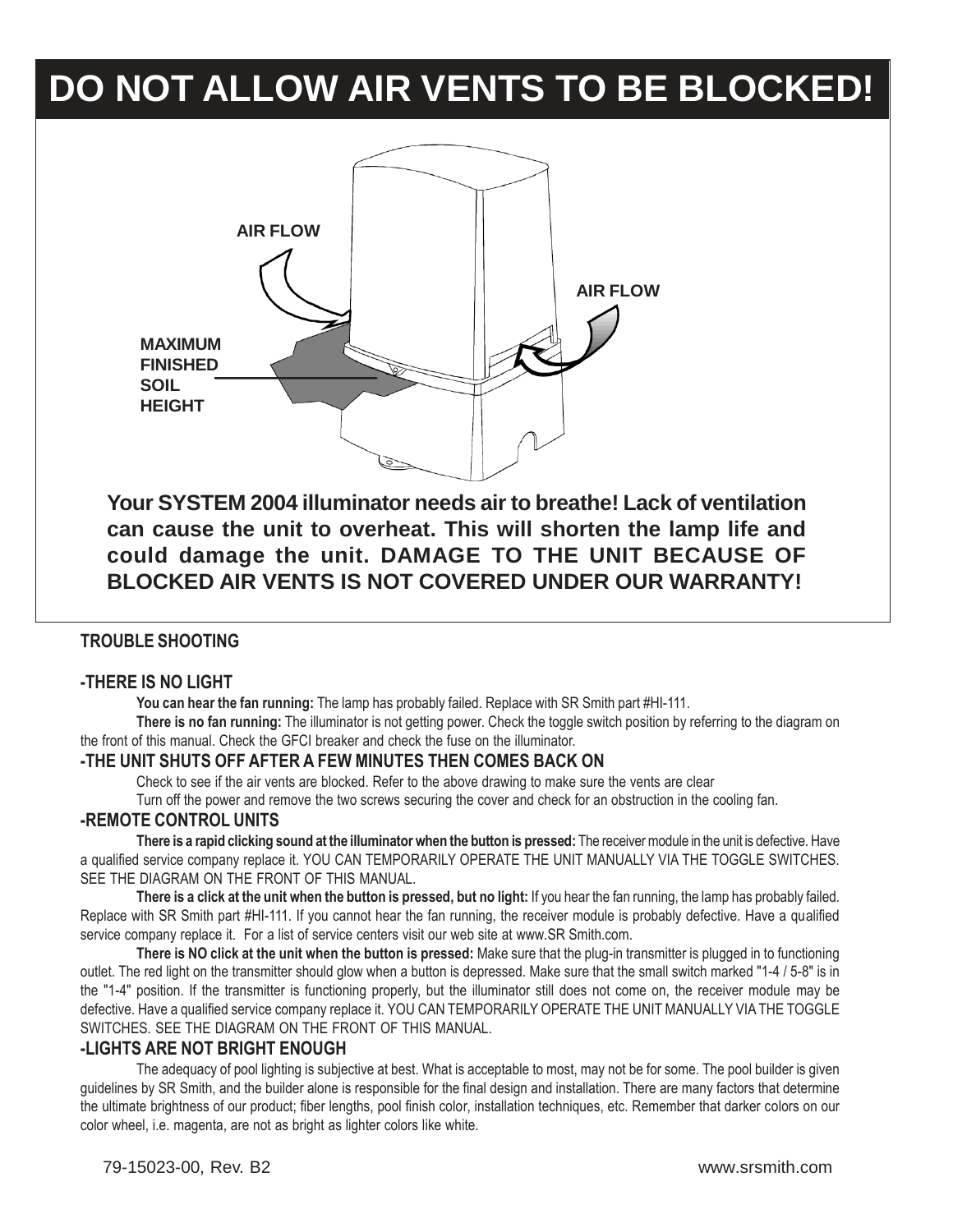# DO NOT ALLOW AIR VENTS TO BE BLOCKED!

AIR FLOW

AIR FLOW

MAXIMUM FINISHED SOIL HEIGHT

**Your SYSTEM 2004 illuminator needs air to breathe! Lack of ventilation can cause the unit to overheat. This will shorten the lamp life and could damage the unit. DAMAGE TO THE UNIT BECAUSE OF BLOCKED AIR VENTS IS NOT COVERED UNDER OUR WARRANTY!**

## TROUBLE SHOOTING

### -THERE IS NO LIGHT

**You can hear the fan running:** The lamp has probably failed. Replace with SR Smith part #HI-111.

**There is no fan running:** The illuminator is not getting power. Check the toggle switch position by referring to the diagram on the front of this manual. Check the GFCI breaker and check the fuse on the illuminator.

### -THE UNIT SHUTS OFF AFTER A FEW MINUTES THEN COMES BACK ON

Check to see if the air vents are blocked. Refer to the above drawing to make sure the vents are clear

Turn off the power and remove the two screws securing the cover and check for an obstruction in the cooling fan.

### -REMOTE CONTROL UNITS

**There is a rapid clicking sound at the illuminator when the button is pressed:** The receiver module in the unit is defective. Have a qualified service company replace it. YOU CAN TEMPORARILY OPERATE THE UNIT MANUALLY VIA THE TOGGLE SWITCHES. SEE THE DIAGRAM ON THE FRONT OF THIS MANUAL.

**There is a click at the unit when the button is pressed, but no light:** If you hear the fan running, the lamp has probably failed. Replace with SR Smith part #HI-111. If you cannot hear the fan running, the receiver module is probably defective. Have a qualified service company replace it. For a list of service centers visit our web site at www.SR Smith.com.

**There is NO click at the unit when the button is pressed:** Make sure that the plug-in transmitter is plugged in to functioning outlet. The red light on the transmitter should glow when a button is depressed. Make sure that the small switch marked "1-4 / 5-8" is in the "1-4" position. If the transmitter is functioning properly, but the illuminator still does not come on, the receiver module may be defective. Have a qualified service company replace it. YOU CAN TEMPORARILY OPERATE THE UNIT MANUALLY VIA THE TOGGLE SWITCHES. SEE THE DIAGRAM ON THE FRONT OF THIS MANUAL.

### -LIGHTS ARE NOT BRIGHT ENOUGH

The adequacy of pool lighting is subjective at best. What is acceptable to most, may not be for some. The pool builder is given guidelines by SR Smith, and the builder alone is responsible for the final design and installation. There are many factors that determine the ultimate brightness of our product; fiber lengths, pool finish color, installation techniques, etc. Remember that darker colors on our color wheel, i.e. magenta, are not as bright as lighter colors like white.

79-15023-00, Rev. B2 www.srsmith.com